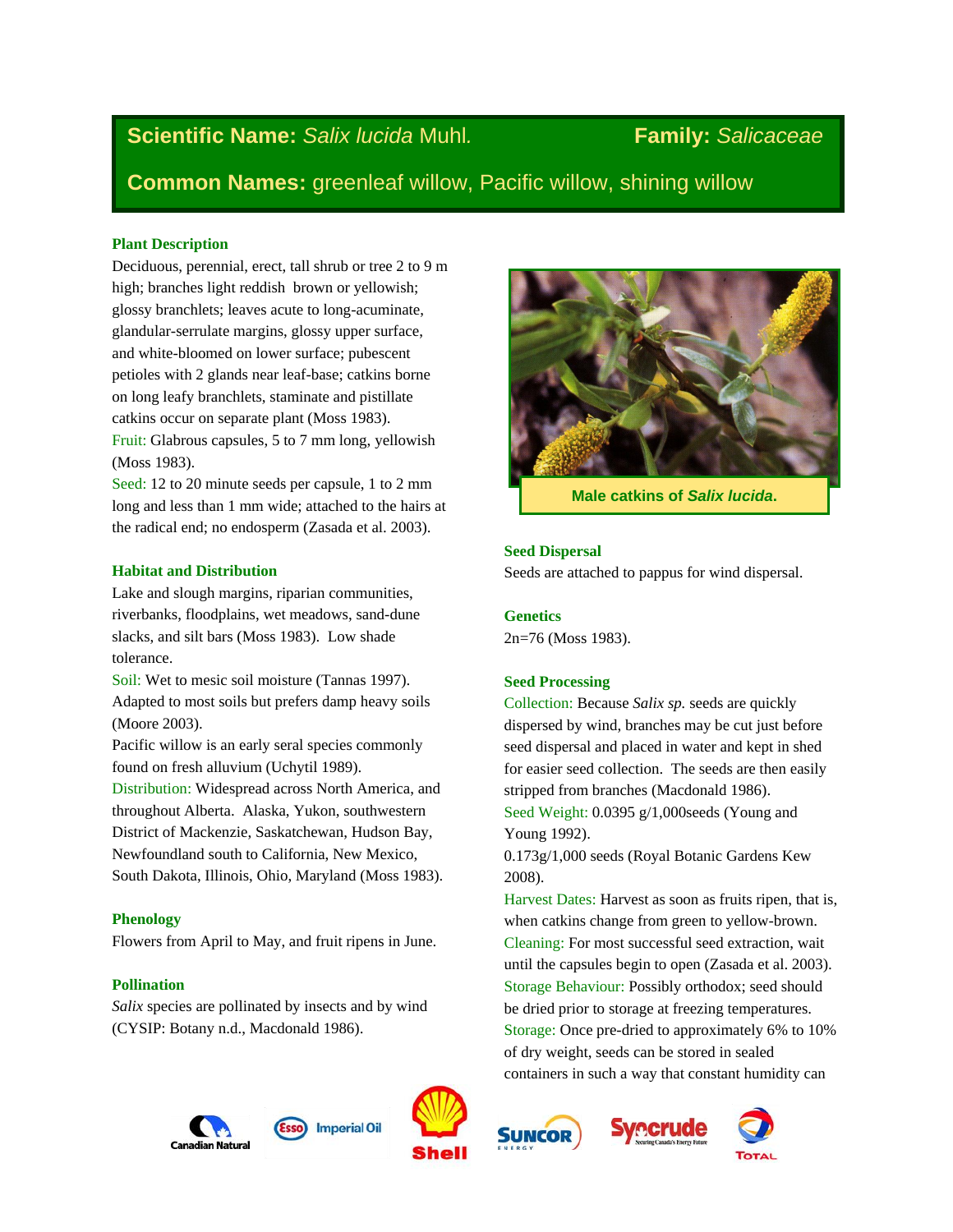**Scientific Name:** *Salix lucida* Muhl. **Family:** *Salicaceae*

**Common Names:** greenleaf willow, Pacific willow, shining willow

### Plant Description

Deciduous, perennial, erect, tall shrub or tree 2 to 9 m high; branches light reddish brown or yellowish; glossy branchlets; leaves acute to long-acuminate, glandular-serrulate margins, glossy upper surface, and white-bloomed on lower surface; pubescent petioles with 2 glands near leaf-base; catkins borne on long leafy branchlets, staminate and pistillate catkins occur on separate plant (Moss 1983).

Fruit: Glabrous capsules, 5 to 7 mm long, yellowish (Moss 1983).

Seed: 12 to 20 minute seeds per capsule, 1 to 2 mm long and less than 1 mm wide; attached to the hairs at the radical end; no endosperm (Zasada et al. 2003).

### Habitat and Distribution

Lake and slough margins, riparian communities, riverbanks, floodplains, wet meadows, sand-dune slacks, and silt bars (Moss 1983). Low shade tolerance.

Soil: Wet to mesic soil moisture (Tannas 1997). Adapted to most soils but prefers damp heavy soils (Moore 2003).

Pacific willow is an early seral species commonly found on fresh alluvium (Uchytil 1989).

Distribution: Widespread across North America, and throughout Alberta. Alaska, Yukon, southwestern District of Mackenzie, Saskatchewan, Hudson Bay, Newfoundland south to California, New Mexico, South Dakota, Illinois, Ohio, Maryland (Moss 1983).

### Phenology

Flowers from April to May, and fruit ripens in June.

### Pollination

*Salix* species are pollinated by insects and by wind (CYSIP: Botany n.d., Macdonald 1986).

Male catkins of *Salix lucida*.

### Seed Dispersal

Seeds are attached to pappus for wind dispersal.

### Genetics

2n=76 (Moss 1983).

### Seed Processing

Collection: Because *Salix sp.* seeds are quickly dispersed by wind, branches may be cut just before seed dispersal and placed in water and kept in shed for easier seed collection. The seeds are then easily stripped from branches (Macdonald 1986).

Seed Weight: 0.0395 g/1,000seeds (Young and Young 1992).

0.173g/1,000 seeds (Royal Botanic Gardens Kew 2008).

Harvest Dates: Harvest as soon as fruits ripen, that is, when catkins change from green to yellow-brown.

Cleaning: For most successful seed extraction, wait until the capsules begin to open (Zasada et al. 2003).

Storage Behaviour: Possibly orthodox; seed should be dried prior to storage at freezing temperatures.

Storage: Once pre-dried to approximately 6% to 10% of dry weight, seeds can be stored in sealed containers in such a way that constant humidity can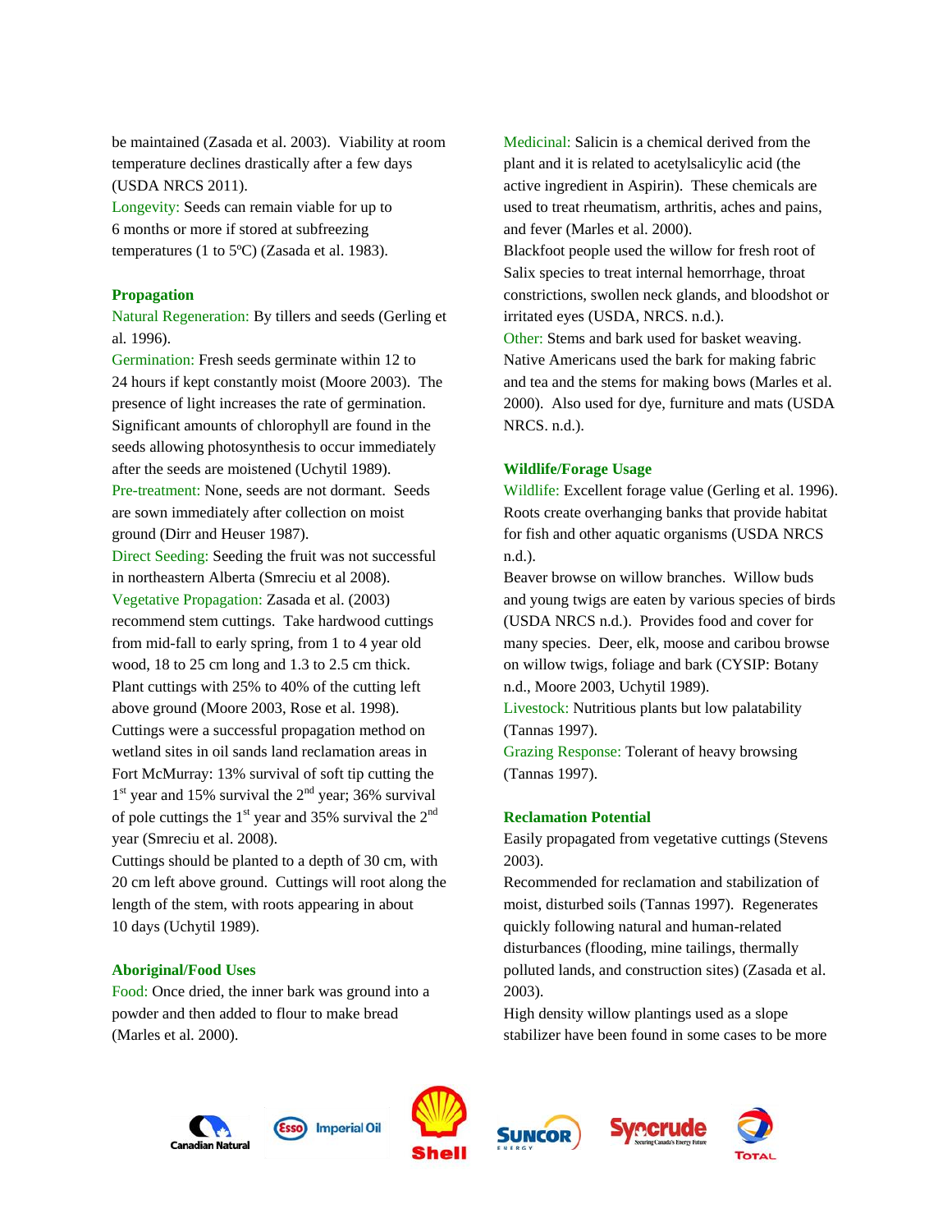be maintained (Zasada et al. 2003). Viability at room temperature declines drastically after a few days (USDA NRCS 2011).

Longevity: Seeds can remain viable for up to 6 months or more if stored at subfreezing temperatures (1 to 5ºC) (Zasada et al. 1983).

### Propagation

Natural Regeneration: By tillers and seeds (Gerling et al. 1996).

Germination: Fresh seeds germinate within 12 to 24 hours if kept constantly moist (Moore 2003). The presence of light increases the rate of germination. Significant amounts of chlorophyll are found in the seeds allowing photosynthesis to occur immediately after the seeds are moistened (Uchytil 1989).

Pre-treatment: None, seeds are not dormant. Seeds are sown immediately after collection on moist ground (Dirr and Heuser 1987).

Direct Seeding: Seeding the fruit was not successful in northeastern Alberta (Smreciu et al 2008).

Vegetative Propagation: Zasada et al. (2003) recommend stem cuttings. Take hardwood cuttings from mid-fall to early spring, from 1 to 4 year old wood, 18 to 25 cm long and 1.3 to 2.5 cm thick. Plant cuttings with 25% to 40% of the cutting left above ground (Moore 2003, Rose et al. 1998).

Cuttings were a successful propagation method on wetland sites in oil sands land reclamation areas in Fort McMurray: 13% survival of soft tip cutting the 1st year and 15% survival the 2nd year; 36% survival of pole cuttings the 1st year and 35% survival the 2nd year (Smreciu et al. 2008).

Cuttings should be planted to a depth of 30 cm, with 20 cm left above ground. Cuttings will root along the length of the stem, with roots appearing in about 10 days (Uchytil 1989).

### Aboriginal/Food Uses

Food: Once dried, the inner bark was ground into a powder and then added to flour to make bread (Marles et al. 2000).

Medicinal: Salicin is a chemical derived from the plant and it is related to acetylsalicylic acid (the active ingredient in Aspirin). These chemicals are used to treat rheumatism, arthritis, aches and pains, and fever (Marles et al. 2000).

Blackfoot people used the willow for fresh root of Salix species to treat internal hemorrhage, throat constrictions, swollen neck glands, and bloodshot or irritated eyes (USDA, NRCS. n.d.).

Other: Stems and bark used for basket weaving. Native Americans used the bark for making fabric and tea and the stems for making bows (Marles et al. 2000). Also used for dye, furniture and mats (USDA NRCS. n.d.).

### Wildlife/Forage Usage

Wildlife: Excellent forage value (Gerling et al. 1996). Roots create overhanging banks that provide habitat for fish and other aquatic organisms (USDA NRCS n.d.).

Beaver browse on willow branches. Willow buds and young twigs are eaten by various species of birds (USDA NRCS n.d.). Provides food and cover for many species. Deer, elk, moose and caribou browse on willow twigs, foliage and bark (CYSIP: Botany n.d., Moore 2003, Uchytil 1989).

Livestock: Nutritious plants but low palatability (Tannas 1997).

Grazing Response: Tolerant of heavy browsing (Tannas 1997).

### Reclamation Potential

Easily propagated from vegetative cuttings (Stevens 2003).

Recommended for reclamation and stabilization of moist, disturbed soils (Tannas 1997). Regenerates quickly following natural and human-related disturbances (flooding, mine tailings, thermally polluted lands, and construction sites) (Zasada et al. 2003).

High density willow plantings used as a slope stabilizer have been found in some cases to be more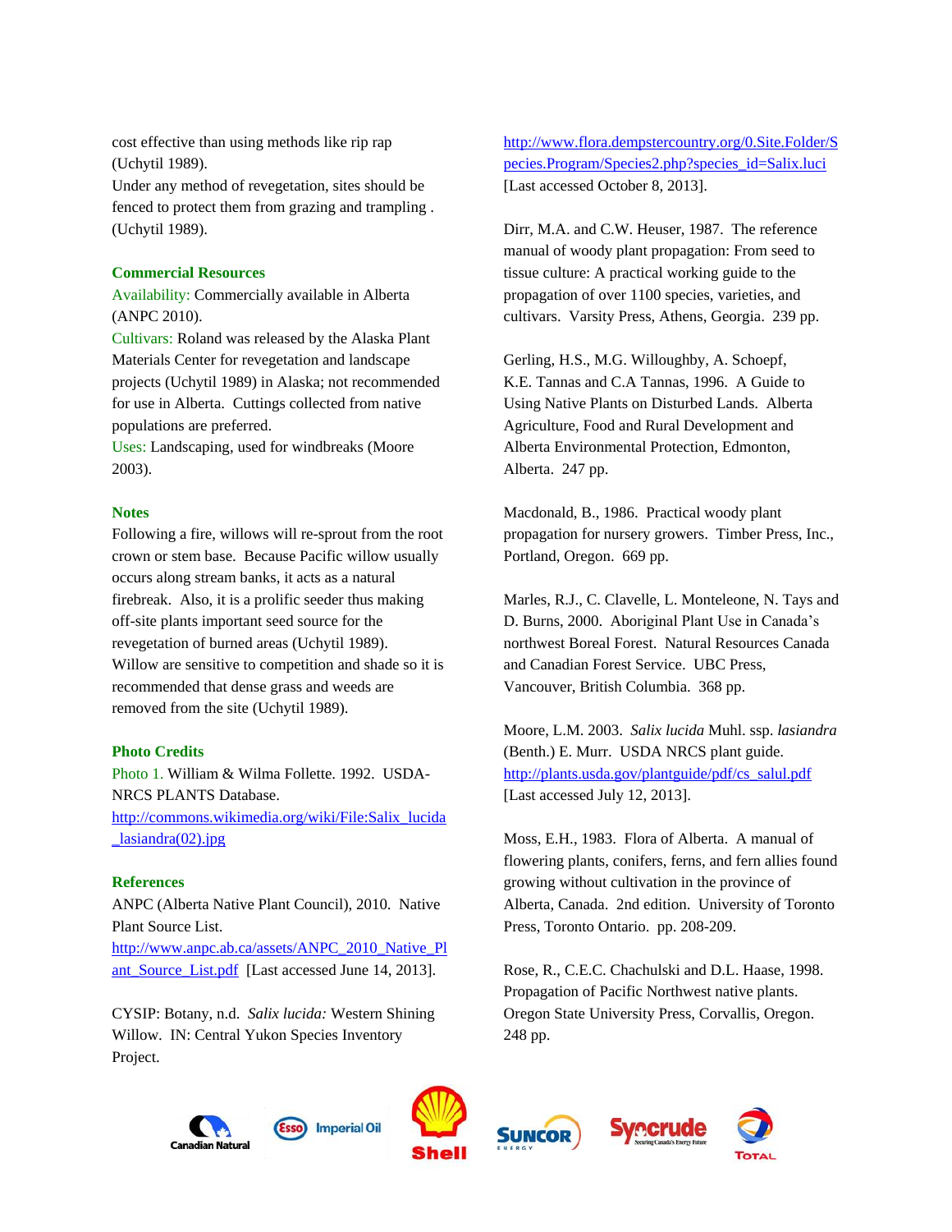cost effective than using methods like rip rap (Uchytil 1989).
Under any method of revegetation, sites should be fenced to protect them from grazing and trampling . (Uchytil 1989).

## Commercial Resources

Availability: Commercially available in Alberta (ANPC 2010).
Cultivars: Roland was released by the Alaska Plant Materials Center for revegetation and landscape projects (Uchytil 1989) in Alaska; not recommended for use in Alberta. Cuttings collected from native populations are preferred.
Uses: Landscaping, used for windbreaks (Moore 2003).

## Notes

Following a fire, willows will re-sprout from the root crown or stem base. Because Pacific willow usually occurs along stream banks, it acts as a natural firebreak. Also, it is a prolific seeder thus making off-site plants important seed source for the revegetation of burned areas (Uchytil 1989).
Willow are sensitive to competition and shade so it is recommended that dense grass and weeds are removed from the site (Uchytil 1989).

## Photo Credits

Photo 1. William & Wilma Follette. 1992. USDA-NRCS PLANTS Database. http://commons.wikimedia.org/wiki/File:Salix_lucida_lasiandra(02).jpg

## References

ANPC (Alberta Native Plant Council), 2010. Native Plant Source List. http://www.anpc.ab.ca/assets/ANPC_2010_Native_Plant_Source_List.pdf [Last accessed June 14, 2013].

CYSIP: Botany, n.d. *Salix lucida:* Western Shining Willow. IN: Central Yukon Species Inventory Project. http://www.flora.dempstercountry.org/0.Site.Folder/Species.Program/Species2.php?species_id=Salix.luci [Last accessed October 8, 2013].

Dirr, M.A. and C.W. Heuser, 1987. The reference manual of woody plant propagation: From seed to tissue culture: A practical working guide to the propagation of over 1100 species, varieties, and cultivars. Varsity Press, Athens, Georgia. 239 pp.

Gerling, H.S., M.G. Willoughby, A. Schoepf, K.E. Tannas and C.A Tannas, 1996. A Guide to Using Native Plants on Disturbed Lands. Alberta Agriculture, Food and Rural Development and Alberta Environmental Protection, Edmonton, Alberta. 247 pp.

Macdonald, B., 1986. Practical woody plant propagation for nursery growers. Timber Press, Inc., Portland, Oregon. 669 pp.

Marles, R.J., C. Clavelle, L. Monteleone, N. Tays and D. Burns, 2000. Aboriginal Plant Use in Canada's northwest Boreal Forest. Natural Resources Canada and Canadian Forest Service. UBC Press, Vancouver, British Columbia. 368 pp.

Moore, L.M. 2003. *Salix lucida* Muhl. ssp. *lasiandra* (Benth.) E. Murr. USDA NRCS plant guide. http://plants.usda.gov/plantguide/pdf/cs_salul.pdf [Last accessed July 12, 2013].

Moss, E.H., 1983. Flora of Alberta. A manual of flowering plants, conifers, ferns, and fern allies found growing without cultivation in the province of Alberta, Canada. 2nd edition. University of Toronto Press, Toronto Ontario. pp. 208-209.

Rose, R., C.E.C. Chachulski and D.L. Haase, 1998. Propagation of Pacific Northwest native plants. Oregon State University Press, Corvallis, Oregon. 248 pp.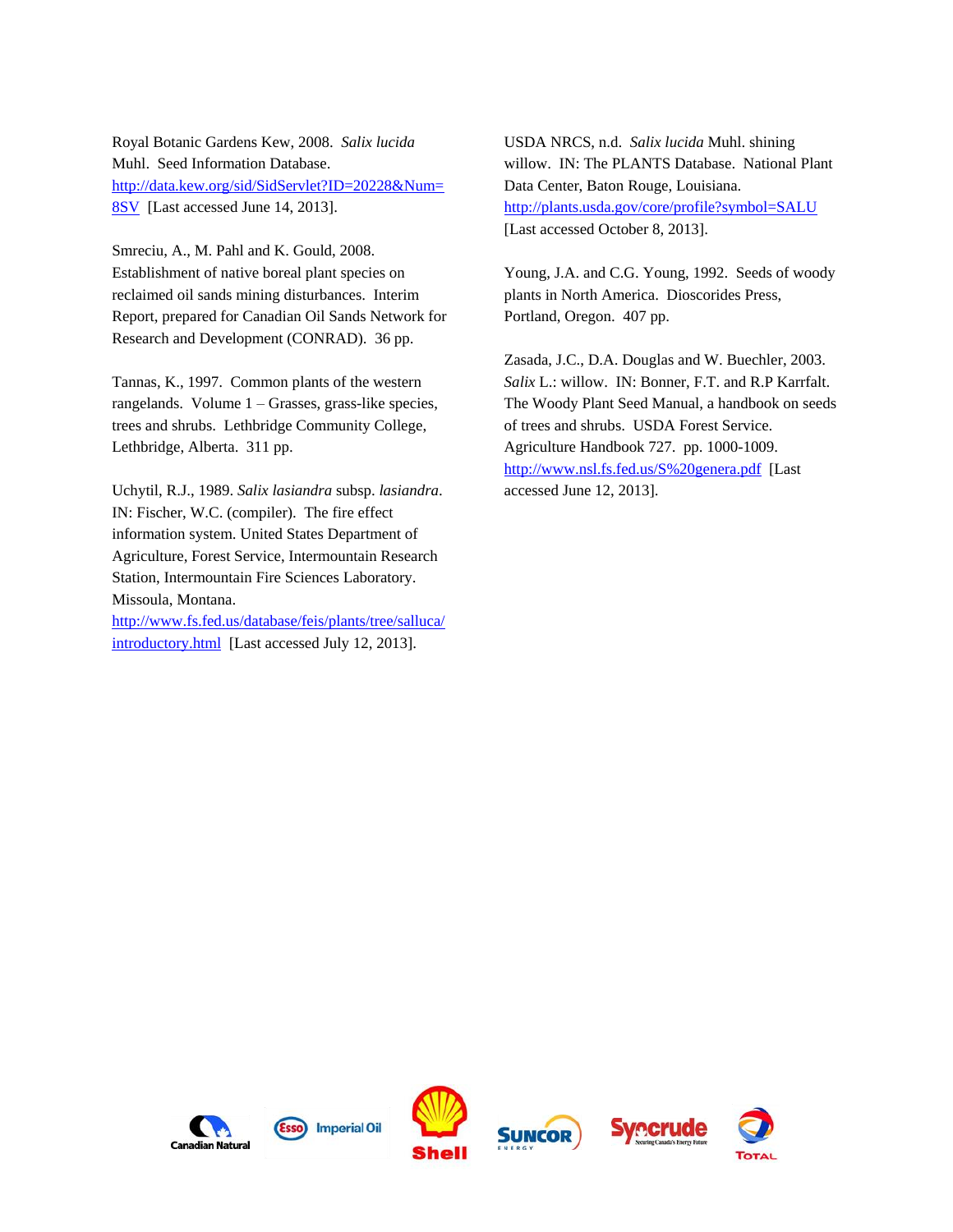Royal Botanic Gardens Kew, 2008. *Salix lucida* Muhl. Seed Information Database. http://data.kew.org/sid/SidServlet?ID=20228&Num=8SV [Last accessed June 14, 2013].

Smreciu, A., M. Pahl and K. Gould, 2008. Establishment of native boreal plant species on reclaimed oil sands mining disturbances. Interim Report, prepared for Canadian Oil Sands Network for Research and Development (CONRAD). 36 pp.

Tannas, K., 1997. Common plants of the western rangelands. Volume 1 – Grasses, grass-like species, trees and shrubs. Lethbridge Community College, Lethbridge, Alberta. 311 pp.

Uchytil, R.J., 1989. *Salix lasiandra* subsp. *lasiandra*. IN: Fischer, W.C. (compiler). The fire effect information system. United States Department of Agriculture, Forest Service, Intermountain Research Station, Intermountain Fire Sciences Laboratory. Missoula, Montana. http://www.fs.fed.us/database/feis/plants/tree/salluca/introductory.html [Last accessed July 12, 2013].

USDA NRCS, n.d. *Salix lucida* Muhl. shining willow. IN: The PLANTS Database. National Plant Data Center, Baton Rouge, Louisiana. http://plants.usda.gov/core/profile?symbol=SALU [Last accessed October 8, 2013].

Young, J.A. and C.G. Young, 1992. Seeds of woody plants in North America. Dioscorides Press, Portland, Oregon. 407 pp.

Zasada, J.C., D.A. Douglas and W. Buechler, 2003. *Salix* L.: willow. IN: Bonner, F.T. and R.P Karrfalt. The Woody Plant Seed Manual, a handbook on seeds of trees and shrubs. USDA Forest Service. Agriculture Handbook 727. pp. 1000-1009. http://www.nsl.fs.fed.us/S%20genera.pdf [Last accessed June 12, 2013].